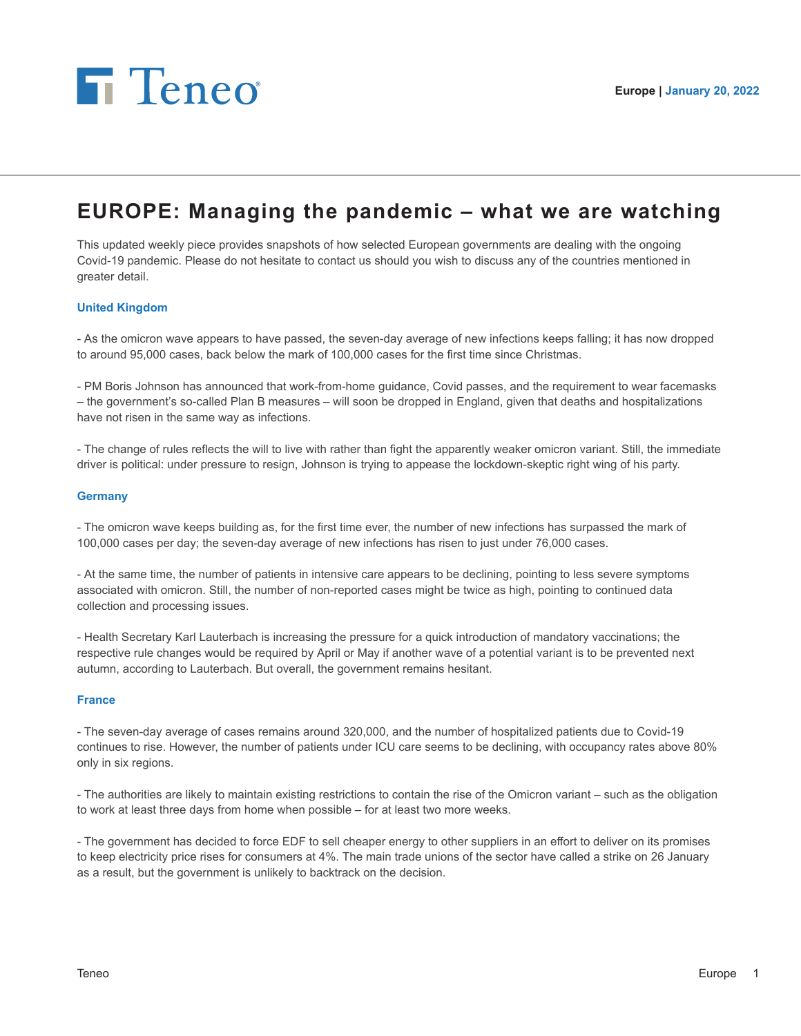Teneo

Europe | January 20, 2022

# EUROPE: Managing the pandemic – what we are watching

This updated weekly piece provides snapshots of how selected European governments are dealing with the ongoing Covid-19 pandemic. Please do not hesitate to contact us should you wish to discuss any of the countries mentioned in greater detail.

### United Kingdom

- As the omicron wave appears to have passed, the seven-day average of new infections keeps falling; it has now dropped to around 95,000 cases, back below the mark of 100,000 cases for the first time since Christmas.

- PM Boris Johnson has announced that work-from-home guidance, Covid passes, and the requirement to wear facemasks – the government's so-called Plan B measures – will soon be dropped in England, given that deaths and hospitalizations have not risen in the same way as infections.

- The change of rules reflects the will to live with rather than fight the apparently weaker omicron variant. Still, the immediate driver is political: under pressure to resign, Johnson is trying to appease the lockdown-skeptic right wing of his party.

### Germany

- The omicron wave keeps building as, for the first time ever, the number of new infections has surpassed the mark of 100,000 cases per day; the seven-day average of new infections has risen to just under 76,000 cases.

- At the same time, the number of patients in intensive care appears to be declining, pointing to less severe symptoms associated with omicron. Still, the number of non-reported cases might be twice as high, pointing to continued data collection and processing issues.

- Health Secretary Karl Lauterbach is increasing the pressure for a quick introduction of mandatory vaccinations; the respective rule changes would be required by April or May if another wave of a potential variant is to be prevented next autumn, according to Lauterbach. But overall, the government remains hesitant.

### France

- The seven-day average of cases remains around 320,000, and the number of hospitalized patients due to Covid-19 continues to rise. However, the number of patients under ICU care seems to be declining, with occupancy rates above 80% only in six regions.

- The authorities are likely to maintain existing restrictions to contain the rise of the Omicron variant – such as the obligation to work at least three days from home when possible – for at least two more weeks.

- The government has decided to force EDF to sell cheaper energy to other suppliers in an effort to deliver on its promises to keep electricity price rises for consumers at 4%. The main trade unions of the sector have called a strike on 26 January as a result, but the government is unlikely to backtrack on the decision.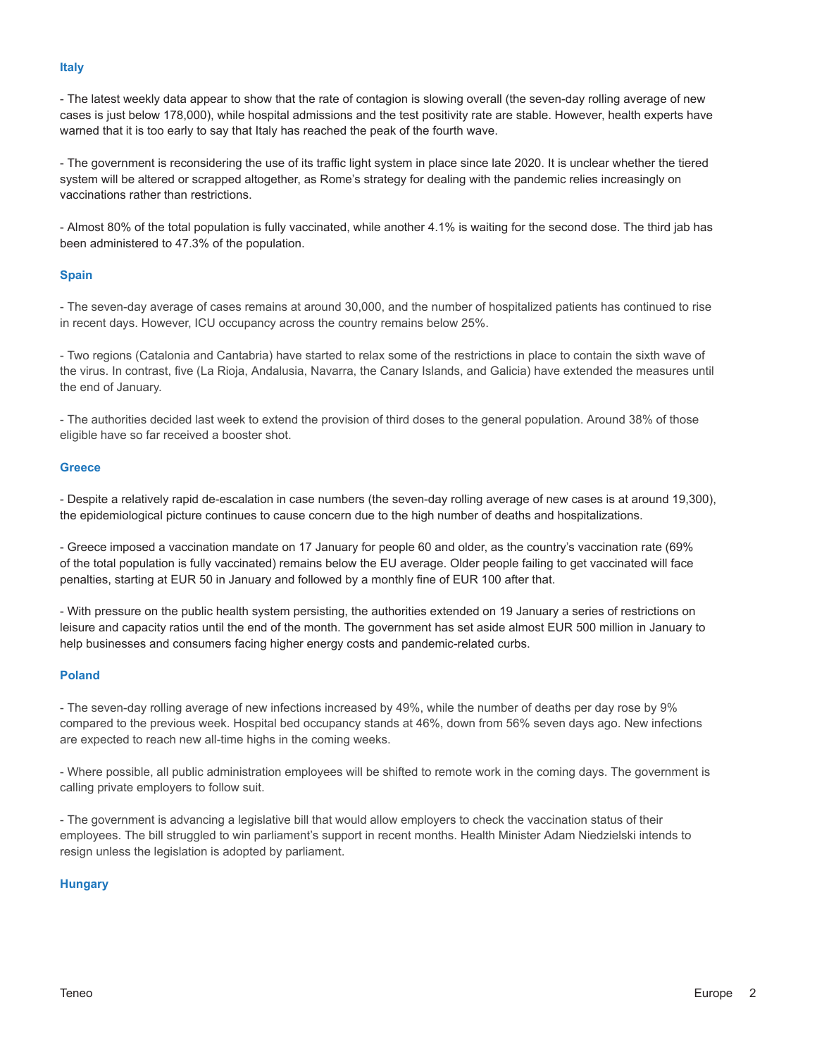### Italy

- The latest weekly data appear to show that the rate of contagion is slowing overall (the seven-day rolling average of new cases is just below 178,000), while hospital admissions and the test positivity rate are stable. However, health experts have warned that it is too early to say that Italy has reached the peak of the fourth wave.

- The government is reconsidering the use of its traffic light system in place since late 2020. It is unclear whether the tiered system will be altered or scrapped altogether, as Rome's strategy for dealing with the pandemic relies increasingly on vaccinations rather than restrictions.

- Almost 80% of the total population is fully vaccinated, while another 4.1% is waiting for the second dose. The third jab has been administered to 47.3% of the population.

### Spain

- The seven-day average of cases remains at around 30,000, and the number of hospitalized patients has continued to rise in recent days. However, ICU occupancy across the country remains below 25%.

- Two regions (Catalonia and Cantabria) have started to relax some of the restrictions in place to contain the sixth wave of the virus. In contrast, five (La Rioja, Andalusia, Navarra, the Canary Islands, and Galicia) have extended the measures until the end of January.

- The authorities decided last week to extend the provision of third doses to the general population. Around 38% of those eligible have so far received a booster shot.

### Greece

- Despite a relatively rapid de-escalation in case numbers (the seven-day rolling average of new cases is at around 19,300), the epidemiological picture continues to cause concern due to the high number of deaths and hospitalizations.

- Greece imposed a vaccination mandate on 17 January for people 60 and older, as the country's vaccination rate (69% of the total population is fully vaccinated) remains below the EU average. Older people failing to get vaccinated will face penalties, starting at EUR 50 in January and followed by a monthly fine of EUR 100 after that.

- With pressure on the public health system persisting, the authorities extended on 19 January a series of restrictions on leisure and capacity ratios until the end of the month. The government has set aside almost EUR 500 million in January to help businesses and consumers facing higher energy costs and pandemic-related curbs.

### Poland

- The seven-day rolling average of new infections increased by 49%, while the number of deaths per day rose by 9% compared to the previous week. Hospital bed occupancy stands at 46%, down from 56% seven days ago. New infections are expected to reach new all-time highs in the coming weeks.

- Where possible, all public administration employees will be shifted to remote work in the coming days. The government is calling private employers to follow suit.

- The government is advancing a legislative bill that would allow employers to check the vaccination status of their employees. The bill struggled to win parliament's support in recent months. Health Minister Adam Niedzielski intends to resign unless the legislation is adopted by parliament.

### Hungary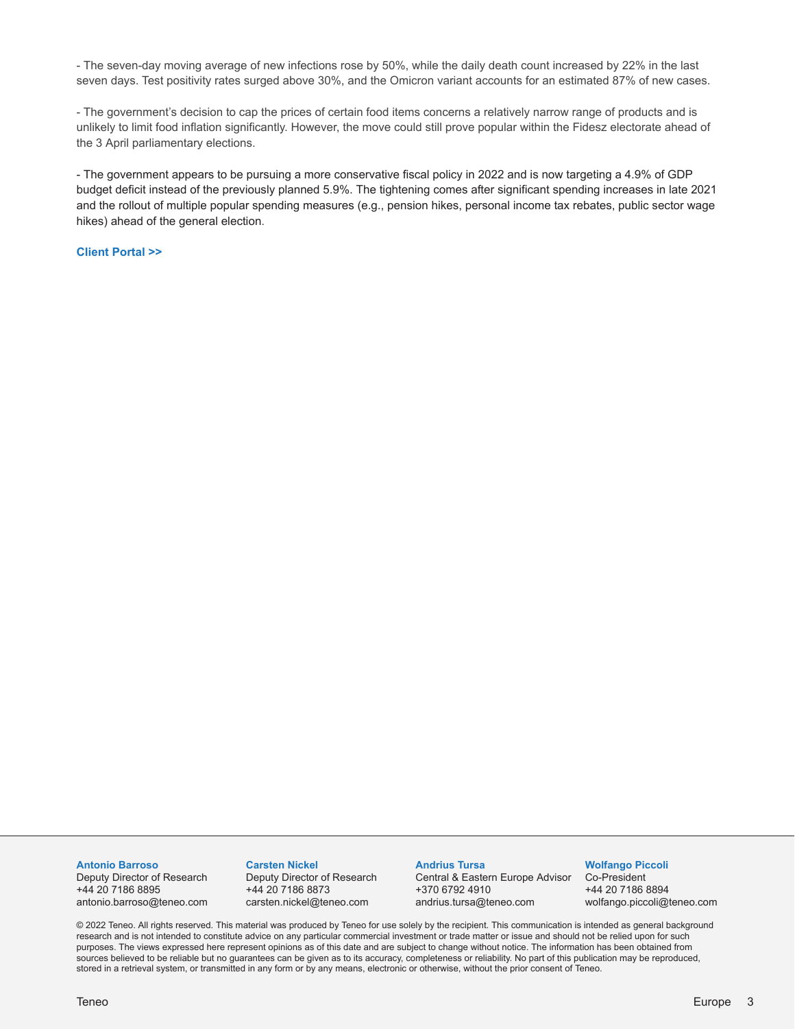- The seven-day moving average of new infections rose by 50%, while the daily death count increased by 22% in the last seven days. Test positivity rates surged above 30%, and the Omicron variant accounts for an estimated 87% of new cases.

- The government's decision to cap the prices of certain food items concerns a relatively narrow range of products and is unlikely to limit food inflation significantly. However, the move could still prove popular within the Fidesz electorate ahead of the 3 April parliamentary elections.

- The government appears to be pursuing a more conservative fiscal policy in 2022 and is now targeting a 4.9% of GDP budget deficit instead of the previously planned 5.9%. The tightening comes after significant spending increases in late 2021 and the rollout of multiple popular spending measures (e.g., pension hikes, personal income tax rebates, public sector wage hikes) ahead of the general election.

**Client Portal >>**

**Antonio Barroso**
Deputy Director of Research
+44 20 7186 8895
antonio.barroso@teneo.com

**Carsten Nickel**
Deputy Director of Research
+44 20 7186 8873
carsten.nickel@teneo.com

**Andrius Tursa**
Central & Eastern Europe Advisor
+370 6792 4910
andrius.tursa@teneo.com

**Wolfango Piccoli**
Co-President
+44 20 7186 8894
wolfango.piccoli@teneo.com

© 2022 Teneo. All rights reserved. This material was produced by Teneo for use solely by the recipient. This communication is intended as general background research and is not intended to constitute advice on any particular commercial investment or trade matter or issue and should not be relied upon for such purposes. The views expressed here represent opinions as of this date and are subject to change without notice. The information has been obtained from sources believed to be reliable but no guarantees can be given as to its accuracy, completeness or reliability. No part of this publication may be reproduced, stored in a retrieval system, or transmitted in any form or by any means, electronic or otherwise, without the prior consent of Teneo.